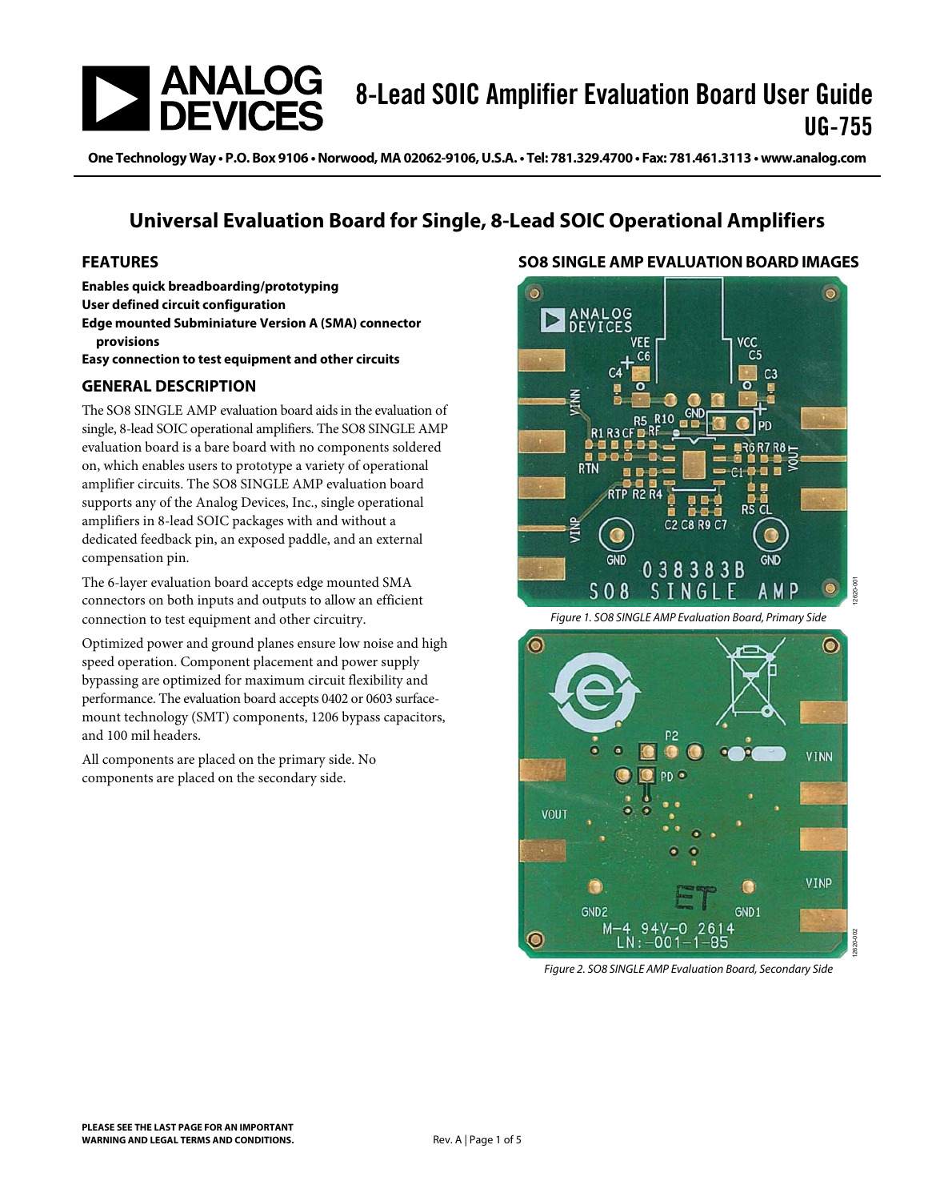# 8-Lead SOIC Amplifier Evaluation Board User Guide

# UG-755

One Technology Way • P.O. Box 9106 • Norwood, MA 02062-9106, U.S.A. • Tel: 781.329.4700 • Fax: 781.461.3113 • www.analog.com

## Universal Evaluation Board for Single, 8-Lead SOIC Operational Amplifiers

### FEATURES

**Enables quick breadboarding/prototyping**
**User defined circuit configuration**
**Edge mounted Subminiature Version A (SMA) connector provisions**
**Easy connection to test equipment and other circuits**

### GENERAL DESCRIPTION

The SO8 SINGLE AMP evaluation board aids in the evaluation of single, 8-lead SOIC operational amplifiers. The SO8 SINGLE AMP evaluation board is a bare board with no components soldered on, which enables users to prototype a variety of operational amplifier circuits. The SO8 SINGLE AMP evaluation board supports any of the Analog Devices, Inc., single operational amplifiers in 8-lead SOIC packages with and without a dedicated feedback pin, an exposed paddle, and an external compensation pin.

The 6-layer evaluation board accepts edge mounted SMA connectors on both inputs and outputs to allow an efficient connection to test equipment and other circuitry.

Optimized power and ground planes ensure low noise and high speed operation. Component placement and power supply bypassing are optimized for maximum circuit flexibility and performance. The evaluation board accepts 0402 or 0603 surface-mount technology (SMT) components, 1206 bypass capacitors, and 100 mil headers.

All components are placed on the primary side. No components are placed on the secondary side.

### SO8 SINGLE AMP EVALUATION BOARD IMAGES

*Figure 1. SO8 SINGLE AMP Evaluation Board, Primary Side*

*Figure 2. SO8 SINGLE AMP Evaluation Board, Secondary Side*

**PLEASE SEE THE LAST PAGE FOR AN IMPORTANT WARNING AND LEGAL TERMS AND CONDITIONS.**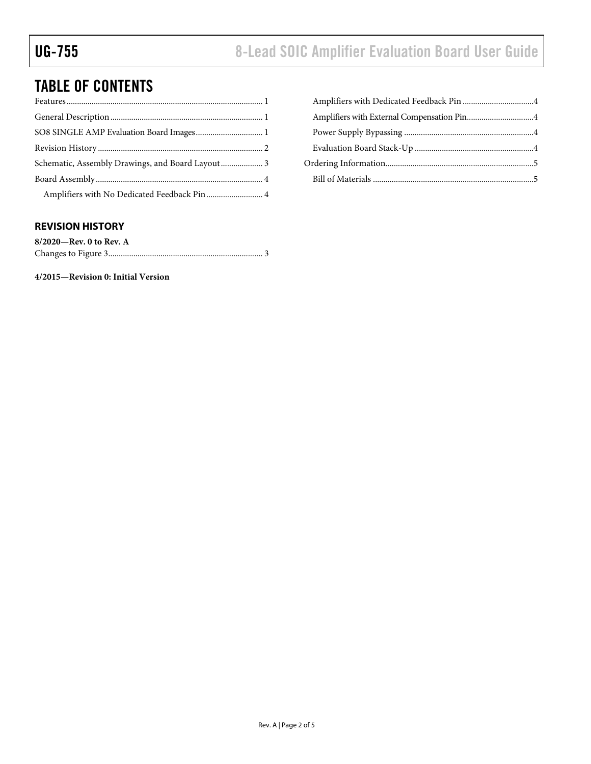# TABLE OF CONTENTS

Features .......... 1
General Description .......... 1
SO8 SINGLE AMP Evaluation Board Images .......... 1
Revision History .......... 2
Schematic, Assembly Drawings, and Board Layout .......... 3
Board Assembly .......... 4
  Amplifiers with No Dedicated Feedback Pin .......... 4
  Amplifiers with Dedicated Feedback Pin .......... 4
  Amplifiers with External Compensation Pin .......... 4
  Power Supply Bypassing .......... 4
  Evaluation Board Stack-Up .......... 4
Ordering Information .......... 5
  Bill of Materials .......... 5

## REVISION HISTORY

**8/2020—Rev. 0 to Rev. A**

Changes to Figure 3 .......... 3

**4/2015—Revision 0: Initial Version**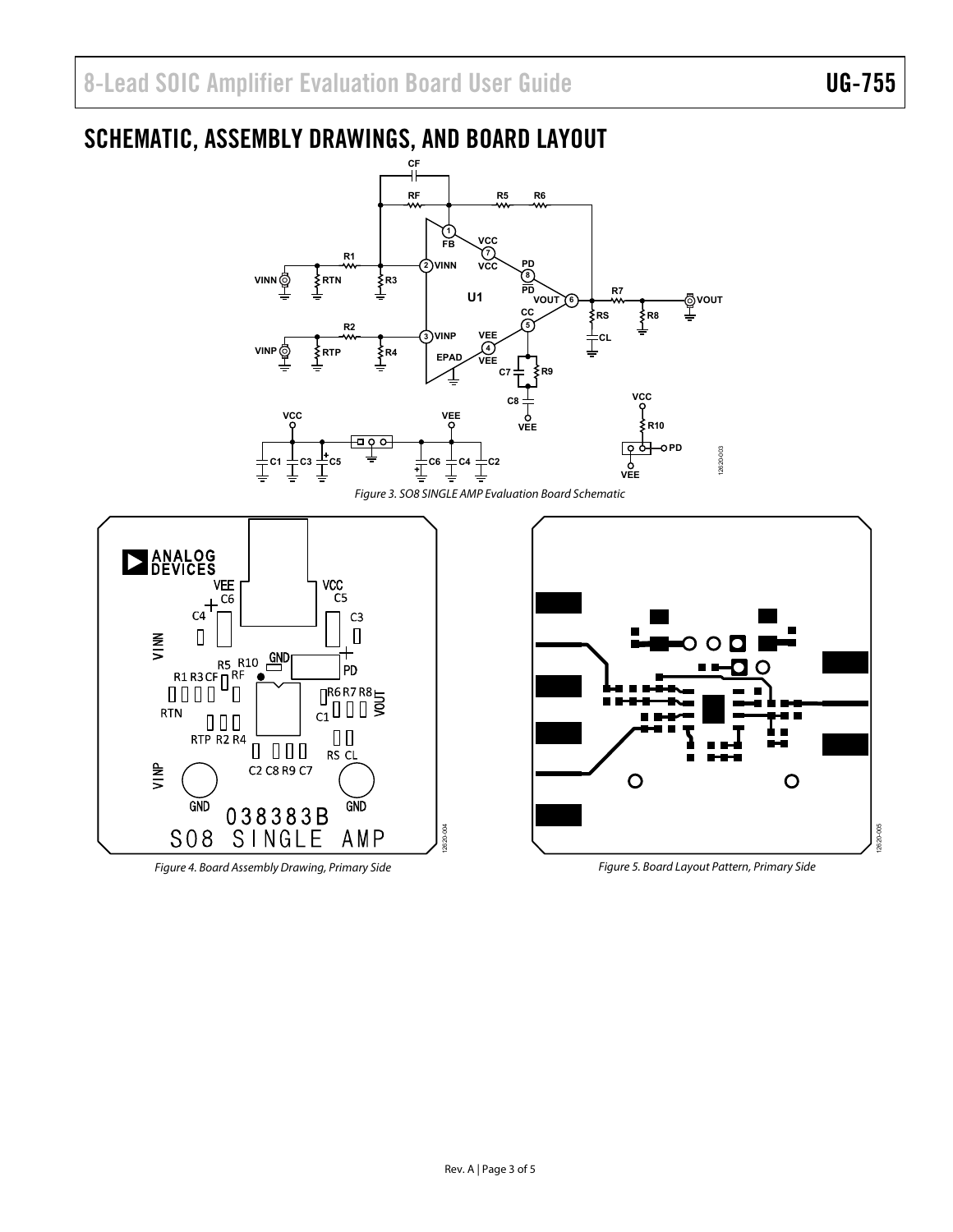## SCHEMATIC, ASSEMBLY DRAWINGS, AND BOARD LAYOUT

*Figure 3. SO8 SINGLE AMP Evaluation Board Schematic*

*Figure 4. Board Assembly Drawing, Primary Side*

*Figure 5. Board Layout Pattern, Primary Side*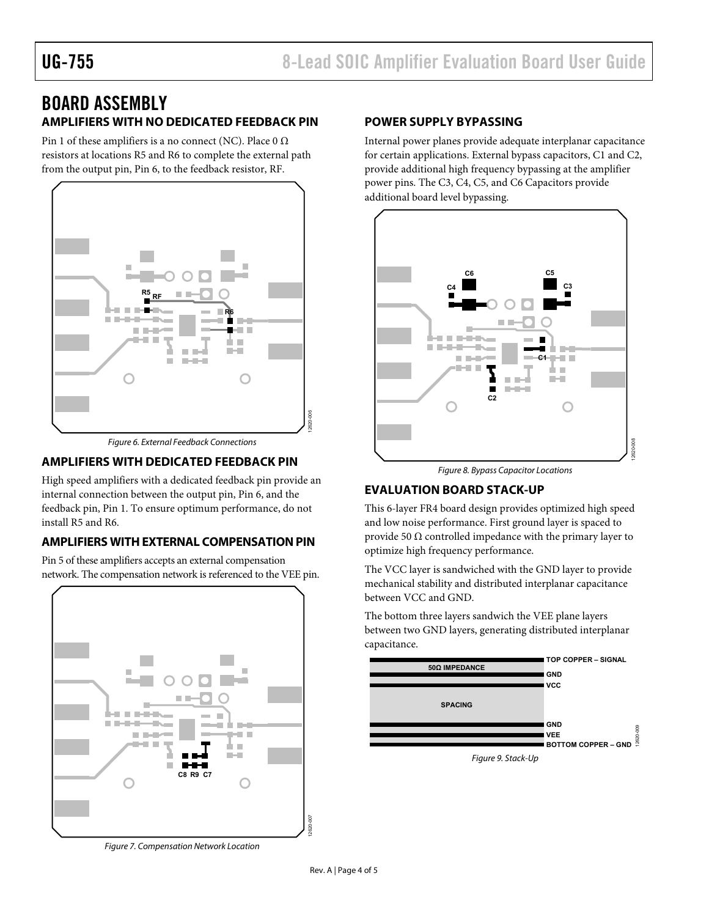## BOARD ASSEMBLY

### AMPLIFIERS WITH NO DEDICATED FEEDBACK PIN

Pin 1 of these amplifiers is a no connect (NC). Place 0 Ω resistors at locations R5 and R6 to complete the external path from the output pin, Pin 6, to the feedback resistor, RF.

*Figure 6. External Feedback Connections*

### AMPLIFIERS WITH DEDICATED FEEDBACK PIN

High speed amplifiers with a dedicated feedback pin provide an internal connection between the output pin, Pin 6, and the feedback pin, Pin 1. To ensure optimum performance, do not install R5 and R6.

### AMPLIFIERS WITH EXTERNAL COMPENSATION PIN

Pin 5 of these amplifiers accepts an external compensation network. The compensation network is referenced to the VEE pin.

*Figure 7. Compensation Network Location*

### POWER SUPPLY BYPASSING

Internal power planes provide adequate interplanar capacitance for certain applications. External bypass capacitors, C1 and C2, provide additional high frequency bypassing at the amplifier power pins. The C3, C4, C5, and C6 Capacitors provide additional board level bypassing.

*Figure 8. Bypass Capacitor Locations*

### EVALUATION BOARD STACK-UP

This 6-layer FR4 board design provides optimized high speed and low noise performance. First ground layer is spaced to provide 50 Ω controlled impedance with the primary layer to optimize high frequency performance.

The VCC layer is sandwiched with the GND layer to provide mechanical stability and distributed interplanar capacitance between VCC and GND.

The bottom three layers sandwich the VEE plane layers between two GND layers, generating distributed interplanar capacitance.

*Figure 9. Stack-Up*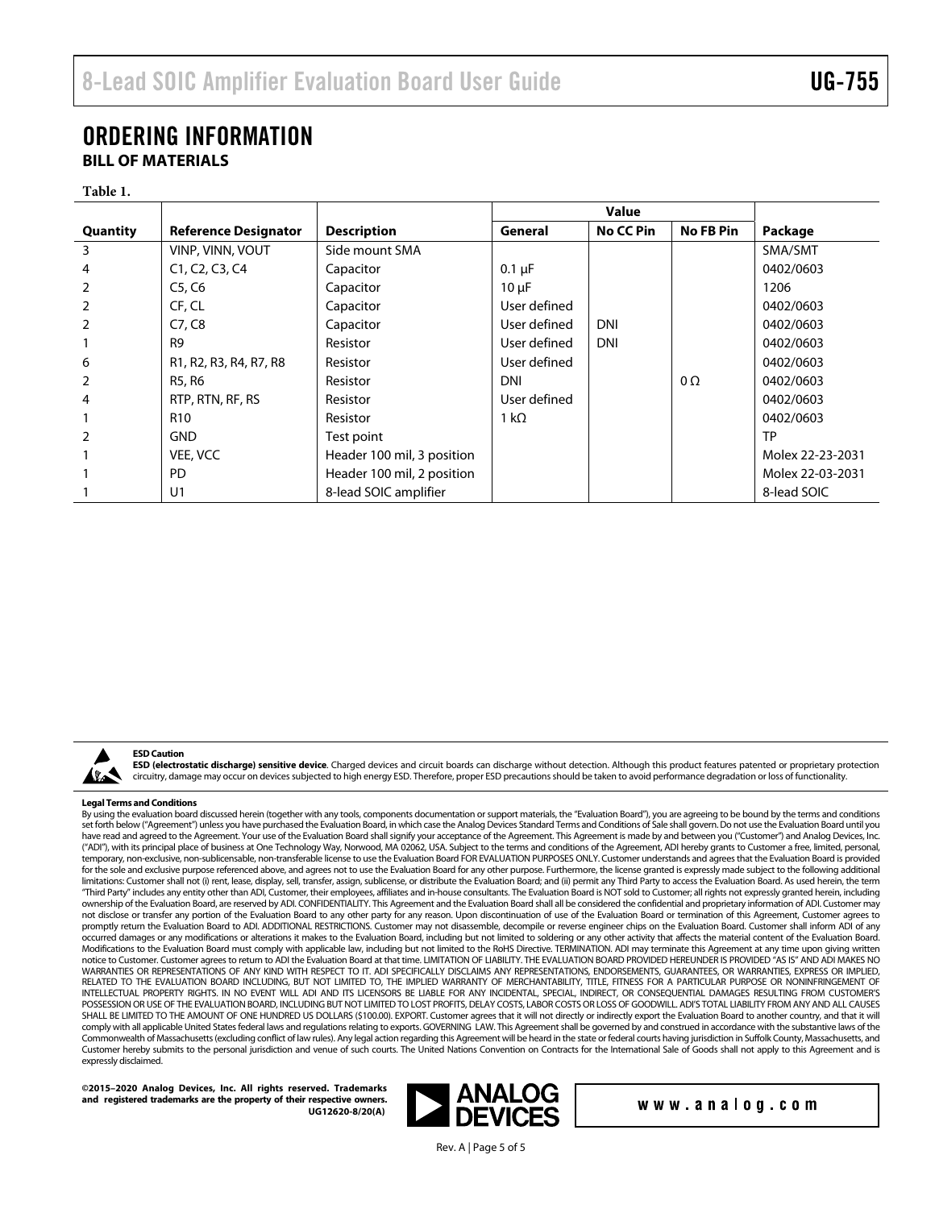# ORDERING INFORMATION

## BILL OF MATERIALS

**Table 1.**

| Quantity | Reference Designator | Description | Value | | | Package |
|---|---|---|---|---|---|---|
| | | | General | No CC Pin | No FB Pin | |
| 3 | VINP, VINN, VOUT | Side mount SMA | | | | SMA/SMT |
| 4 | C1, C2, C3, C4 | Capacitor | 0.1 µF | | | 0402/0603 |
| 2 | C5, C6 | Capacitor | 10 µF | | | 1206 |
| 2 | CF, CL | Capacitor | User defined | | | 0402/0603 |
| 2 | C7, C8 | Capacitor | User defined | DNI | | 0402/0603 |
| 1 | R9 | Resistor | User defined | DNI | | 0402/0603 |
| 6 | R1, R2, R3, R4, R7, R8 | Resistor | User defined | | | 0402/0603 |
| 2 | R5, R6 | Resistor | DNI | | 0 Ω | 0402/0603 |
| 4 | RTP, RTN, RF, RS | Resistor | User defined | | | 0402/0603 |
| 1 | R10 | Resistor | 1 kΩ | | | 0402/0603 |
| 2 | GND | Test point | | | | TP |
| 1 | VEE, VCC | Header 100 mil, 3 position | | | | Molex 22-23-2031 |
| 1 | PD | Header 100 mil, 2 position | | | | Molex 22-03-2031 |
| 1 | U1 | 8-lead SOIC amplifier | | | | 8-lead SOIC |

**ESD Caution**

**ESD (electrostatic discharge) sensitive device**. Charged devices and circuit boards can discharge without detection. Although this product features patented or proprietary protection circuitry, damage may occur on devices subjected to high energy ESD. Therefore, proper ESD precautions should be taken to avoid performance degradation or loss of functionality.

**Legal Terms and Conditions**

By using the evaluation board discussed herein (together with any tools, components documentation or support materials, the "Evaluation Board"), you are agreeing to be bound by the terms and conditions set forth below ("Agreement") unless you have purchased the Evaluation Board, in which case the Analog Devices Standard Terms and Conditions of Sale shall govern. Do not use the Evaluation Board until you have read and agreed to the Agreement. Your use of the Evaluation Board shall signify your acceptance of the Agreement. This Agreement is made by and between you ("Customer") and Analog Devices, Inc. ("ADI"), with its principal place of business at One Technology Way, Norwood, MA 02062, USA. Subject to the terms and conditions of the Agreement, ADI hereby grants to Customer a free, limited, personal, temporary, non-exclusive, non-sublicensable, non-transferable license to use the Evaluation Board FOR EVALUATION PURPOSES ONLY. Customer understands and agrees that the Evaluation Board is provided for the sole and exclusive purpose referenced above, and agrees not to use the Evaluation Board for any other purpose. Furthermore, the license granted is expressly made subject to the following additional limitations: Customer shall not (i) rent, lease, display, sell, transfer, assign, sublicense, or distribute the Evaluation Board; and (ii) permit any Third Party to access the Evaluation Board. As used herein, the term "Third Party" includes any entity other than ADI, Customer, their employees, affiliates and in-house consultants. The Evaluation Board is NOT sold to Customer; all rights not expressly granted herein, including ownership of the Evaluation Board, are reserved by ADI. CONFIDENTIALITY. This Agreement and the Evaluation Board shall all be considered the confidential and proprietary information of ADI. Customer may not disclose or transfer any portion of the Evaluation Board to any other party for any reason. Upon discontinuation of use of the Evaluation Board or termination of this Agreement, Customer agrees to promptly return the Evaluation Board to ADI. ADDITIONAL RESTRICTIONS. Customer may not disassemble, decompile or reverse engineer chips on the Evaluation Board. Customer shall inform ADI of any occurred damages or any modifications or alterations it makes to the Evaluation Board, including but not limited to soldering or any other activity that affects the material content of the Evaluation Board. Modifications to the Evaluation Board must comply with applicable law, including but not limited to the RoHS Directive. TERMINATION. ADI may terminate this Agreement at any time upon giving written notice to Customer. Customer agrees to return to ADI the Evaluation Board at that time. LIMITATION OF LIABILITY. THE EVALUATION BOARD PROVIDED HEREUNDER IS PROVIDED "AS IS" AND ADI MAKES NO WARRANTIES OR REPRESENTATIONS OF ANY KIND WITH RESPECT TO IT. ADI SPECIFICALLY DISCLAIMS ANY REPRESENTATIONS, ENDORSEMENTS, GUARANTEES, OR WARRANTIES, EXPRESS OR IMPLIED, RELATED TO THE EVALUATION BOARD INCLUDING, BUT NOT LIMITED TO, THE IMPLIED WARRANTY OF MERCHANTABILITY, TITLE, FITNESS FOR A PARTICULAR PURPOSE OR NONINFRINGEMENT OF INTELLECTUAL PROPERTY RIGHTS. IN NO EVENT WILL ADI AND ITS LICENSORS BE LIABLE FOR ANY INCIDENTAL, SPECIAL, INDIRECT, OR CONSEQUENTIAL DAMAGES RESULTING FROM CUSTOMER'S POSSESSION OR USE OF THE EVALUATION BOARD, INCLUDING BUT NOT LIMITED TO LOST PROFITS, DELAY COSTS, LABOR COSTS OR LOSS OF GOODWILL. ADI'S TOTAL LIABILITY FROM ANY AND ALL CAUSES SHALL BE LIMITED TO THE AMOUNT OF ONE HUNDRED US DOLLARS ($100.00). EXPORT. Customer agrees that it will not directly or indirectly export the Evaluation Board to another country, and that it will comply with all applicable United States federal laws and regulations relating to exports. GOVERNING LAW. This Agreement shall be governed by and construed in accordance with the substantive laws of the Commonwealth of Massachusetts (excluding conflict of law rules). Any legal action regarding this Agreement will be heard in the state or federal courts having jurisdiction in Suffolk County, Massachusetts, and Customer hereby submits to the personal jurisdiction and venue of such courts. The United Nations Convention on Contracts for the International Sale of Goods shall not apply to this Agreement and is expressly disclaimed.

**©2015–2020 Analog Devices, Inc. All rights reserved. Trademarks and registered trademarks are the property of their respective owners.**
**UG12620-8/20(A)**

www.analog.com